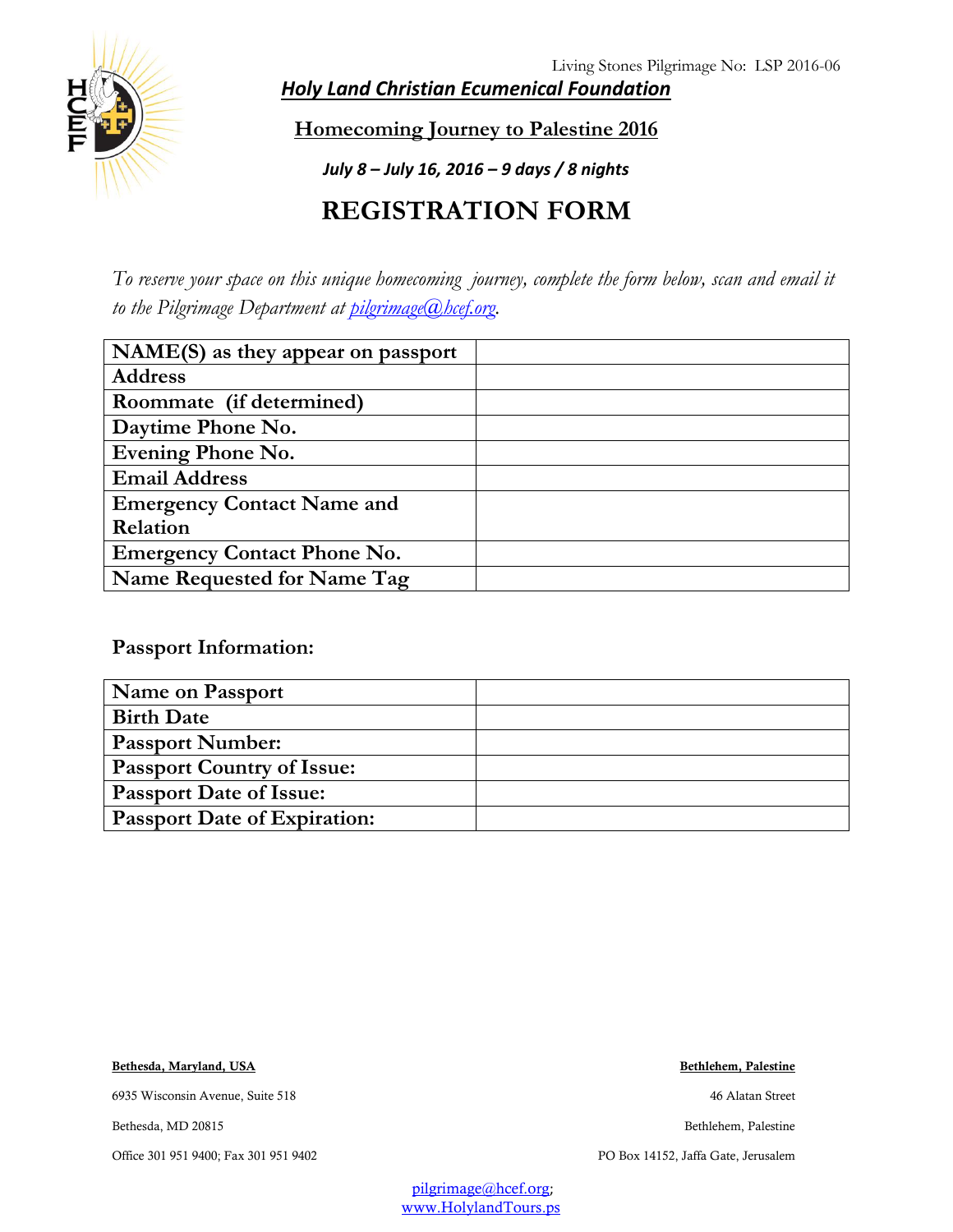Living Stones Pilgrimage No: LSP 2016-06

# Holy Land Christian Ecumenical Foundation

## Homecoming Journey to Palestine 2016

***July 8 – July 16, 2016 – 9 days / 8 nights***

# REGISTRATION FORM

*To reserve your space on this unique homecoming journey, complete the form below, scan and email it to the Pilgrimage Department at pilgrimage@hcef.org.*

| | |
|---|---|
| **NAME(S) as they appear on passport** | |
| **Address** | |
| **Roommate (if determined)** | |
| **Daytime Phone No.** | |
| **Evening Phone No.** | |
| **Email Address** | |
| **Emergency Contact Name and Relation** | |
| **Emergency Contact Phone No.** | |
| **Name Requested for Name Tag** | |

**Passport Information:**

| | |
|---|---|
| **Name on Passport** | |
| **Birth Date** | |
| **Passport Number:** | |
| **Passport Country of Issue:** | |
| **Passport Date of Issue:** | |
| **Passport Date of Expiration:** | |

**Bethesda, Maryland, USA**

6935 Wisconsin Avenue, Suite 518

Bethesda, MD 20815

Office 301 951 9400; Fax 301 951 9402

**Bethlehem, Palestine**

46 Alatan Street

Bethlehem, Palestine

PO Box 14152, Jaffa Gate, Jerusalem

pilgrimage@hcef.org;
www.HolylandTours.ps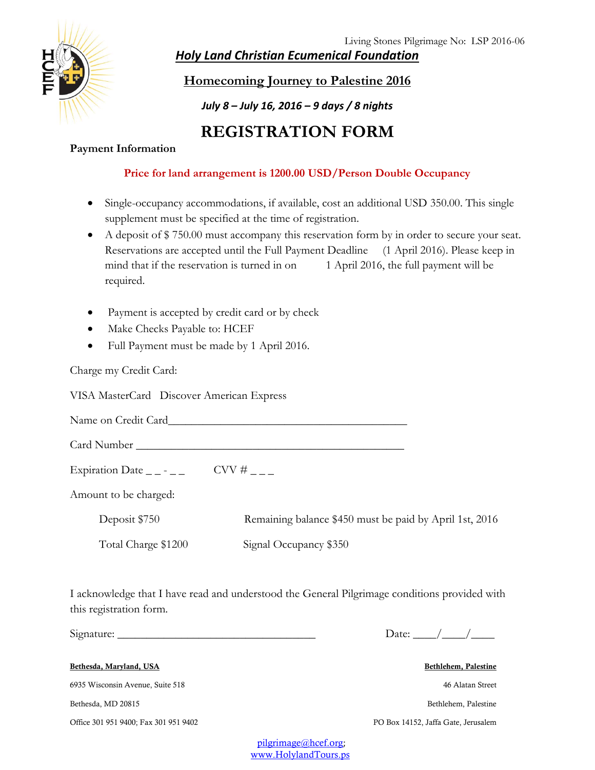Living Stones Pilgrimage No: LSP 2016-06

# Holy Land Christian Ecumenical Foundation

## Homecoming Journey to Palestine 2016

***July 8 – July 16, 2016 – 9 days / 8 nights***

# REGISTRATION FORM

**Payment Information**

**Price for land arrangement is 1200.00 USD/Person Double Occupancy**

- Single-occupancy accommodations, if available, cost an additional USD 350.00. This single supplement must be specified at the time of registration.
- A deposit of $ 750.00 must accompany this reservation form by in order to secure your seat. Reservations are accepted until the Full Payment Deadline (1 April 2016). Please keep in mind that if the reservation is turned in on 1 April 2016, the full payment will be required.

- Payment is accepted by credit card or by check
- Make Checks Payable to: HCEF
- Full Payment must be made by 1 April 2016.

Charge my Credit Card:

VISA MasterCard Discover American Express

Name on Credit Card__________________________________________

Card Number ________________________________________________

Expiration Date _ _ - _ _ CVV # _ _ _

Amount to be charged:

Deposit $750 Remaining balance $450 must be paid by April 1st, 2016

Total Charge $1200 Signal Occupancy $350

I acknowledge that I have read and understood the General Pilgrimage conditions provided with this registration form.

Signature: ___________________________________ Date: ____/____/____

**Bethesda, Maryland, USA**

6935 Wisconsin Avenue, Suite 518

Bethesda, MD 20815

Office 301 951 9400; Fax 301 951 9402

**Bethlehem, Palestine**

46 Alatan Street

Bethlehem, Palestine

PO Box 14152, Jaffa Gate, Jerusalem

pilgrimage@hcef.org;
www.HolylandTours.ps